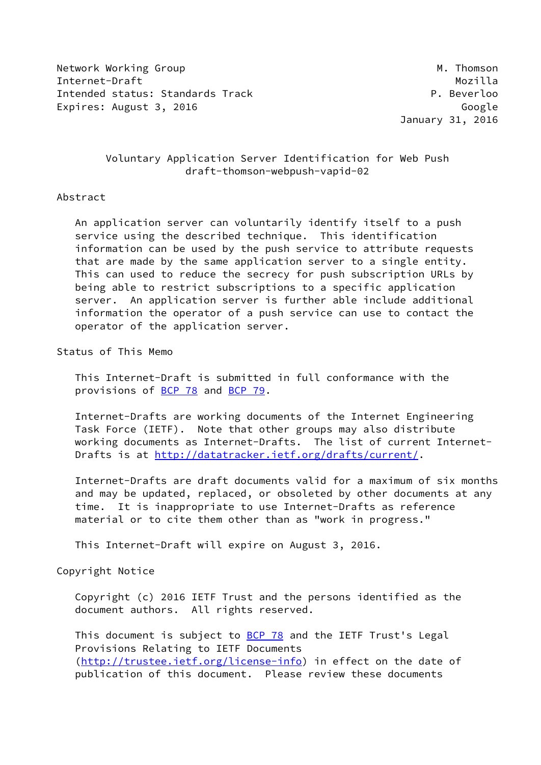Network Working Group M. Thomson
Internet-Draft Mozilla
Intended status: Standards Track P. Beverloo
Expires: August 3, 2016 Google
January 31, 2016

# Voluntary Application Server Identification for Web Push
## draft-thomson-webpush-vapid-02

## Abstract

An application server can voluntarily identify itself to a push service using the described technique. This identification information can be used by the push service to attribute requests that are made by the same application server to a single entity. This can used to reduce the secrecy for push subscription URLs by being able to restrict subscriptions to a specific application server. An application server is further able include additional information the operator of a push service can use to contact the operator of the application server.

## Status of This Memo

This Internet-Draft is submitted in full conformance with the provisions of BCP 78 and BCP 79.

Internet-Drafts are working documents of the Internet Engineering Task Force (IETF). Note that other groups may also distribute working documents as Internet-Drafts. The list of current Internet-Drafts is at http://datatracker.ietf.org/drafts/current/.

Internet-Drafts are draft documents valid for a maximum of six months and may be updated, replaced, or obsoleted by other documents at any time. It is inappropriate to use Internet-Drafts as reference material or to cite them other than as "work in progress."

This Internet-Draft will expire on August 3, 2016.

## Copyright Notice

Copyright (c) 2016 IETF Trust and the persons identified as the document authors. All rights reserved.

This document is subject to BCP 78 and the IETF Trust's Legal Provisions Relating to IETF Documents (http://trustee.ietf.org/license-info) in effect on the date of publication of this document. Please review these documents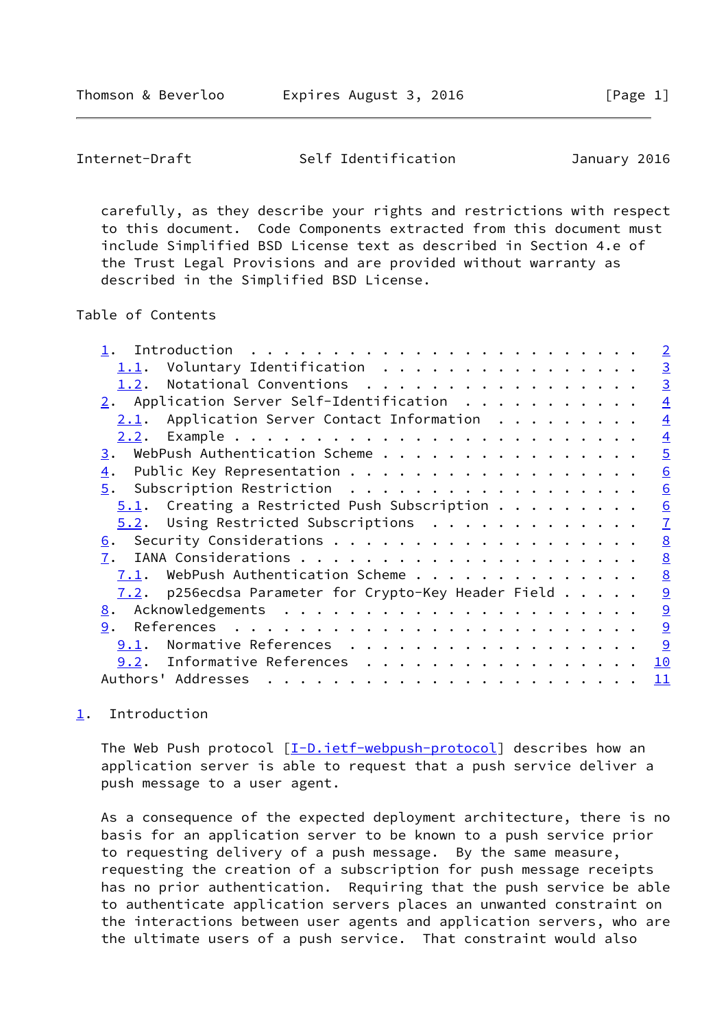carefully, as they describe your rights and restrictions with respect to this document. Code Components extracted from this document must include Simplified BSD License text as described in Section 4.e of the Trust Legal Provisions and are provided without warranty as described in the Simplified BSD License.

Table of Contents

```
   1.  Introduction . . . . . . . . . . . . . . . . . . . . . . . .   2
     1.1.  Voluntary Identification . . . . . . . . . . . . . . . .   3
     1.2.  Notational Conventions . . . . . . . . . . . . . . . . .   3
   2.  Application Server Self-Identification . . . . . . . . . . .   4
     2.1.  Application Server Contact Information . . . . . . . . .   4
     2.2.  Example  . . . . . . . . . . . . . . . . . . . . . . . .   4
   3.  WebPush Authentication Scheme  . . . . . . . . . . . . . . .   5
   4.  Public Key Representation  . . . . . . . . . . . . . . . . .   6
   5.  Subscription Restriction . . . . . . . . . . . . . . . . . .   6
     5.1.  Creating a Restricted Push Subscription  . . . . . . . .   6
     5.2.  Using Restricted Subscriptions . . . . . . . . . . . . .   7
   6.  Security Considerations  . . . . . . . . . . . . . . . . . .   8
   7.  IANA Considerations  . . . . . . . . . . . . . . . . . . . .   8
     7.1.  WebPush Authentication Scheme  . . . . . . . . . . . . .   8
     7.2.  p256ecdsa Parameter for Crypto-Key Header Field  . . . .   9
   8.  Acknowledgements . . . . . . . . . . . . . . . . . . . . . .   9
   9.  References . . . . . . . . . . . . . . . . . . . . . . . . .   9
     9.1.  Normative References . . . . . . . . . . . . . . . . . .   9
     9.2.  Informative References . . . . . . . . . . . . . . . . .  10
   Authors' Addresses . . . . . . . . . . . . . . . . . . . . . . .  11
```

## 1. Introduction

The Web Push protocol [I-D.ietf-webpush-protocol] describes how an application server is able to request that a push service deliver a push message to a user agent.

As a consequence of the expected deployment architecture, there is no basis for an application server to be known to a push service prior to requesting delivery of a push message. By the same measure, requesting the creation of a subscription for push message receipts has no prior authentication. Requiring that the push service be able to authenticate application servers places an unwanted constraint on the interactions between user agents and application servers, who are the ultimate users of a push service. That constraint would also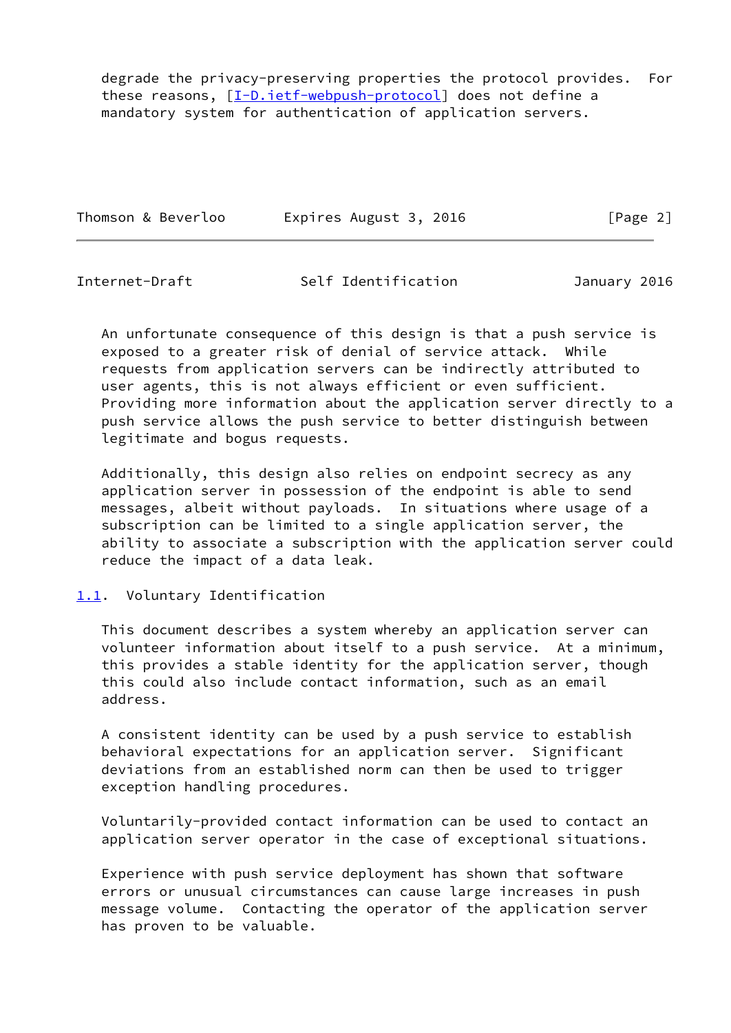degrade the privacy-preserving properties the protocol provides. For these reasons, [I-D.ietf-webpush-protocol] does not define a mandatory system for authentication of application servers.

An unfortunate consequence of this design is that a push service is exposed to a greater risk of denial of service attack. While requests from application servers can be indirectly attributed to user agents, this is not always efficient or even sufficient. Providing more information about the application server directly to a push service allows the push service to better distinguish between legitimate and bogus requests.

Additionally, this design also relies on endpoint secrecy as any application server in possession of the endpoint is able to send messages, albeit without payloads. In situations where usage of a subscription can be limited to a single application server, the ability to associate a subscription with the application server could reduce the impact of a data leak.

### 1.1. Voluntary Identification

This document describes a system whereby an application server can volunteer information about itself to a push service. At a minimum, this provides a stable identity for the application server, though this could also include contact information, such as an email address.

A consistent identity can be used by a push service to establish behavioral expectations for an application server. Significant deviations from an established norm can then be used to trigger exception handling procedures.

Voluntarily-provided contact information can be used to contact an application server operator in the case of exceptional situations.

Experience with push service deployment has shown that software errors or unusual circumstances can cause large increases in push message volume. Contacting the operator of the application server has proven to be valuable.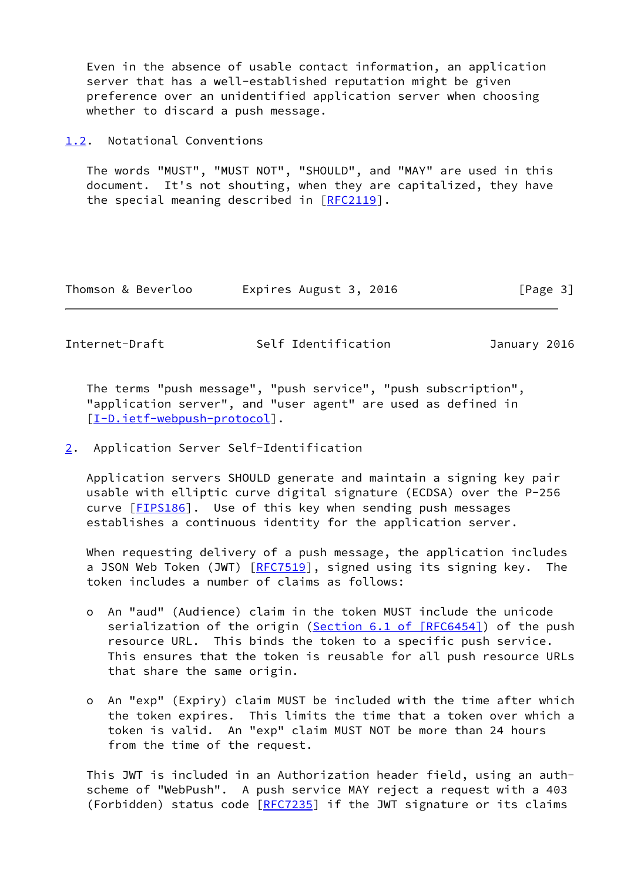Even in the absence of usable contact information, an application server that has a well-established reputation might be given preference over an unidentified application server when choosing whether to discard a push message.

### 1.2. Notational Conventions

The words "MUST", "MUST NOT", "SHOULD", and "MAY" are used in this document. It's not shouting, when they are capitalized, they have the special meaning described in [RFC2119].

The terms "push message", "push service", "push subscription", "application server", and "user agent" are used as defined in [I-D.ietf-webpush-protocol].

## 2. Application Server Self-Identification

Application servers SHOULD generate and maintain a signing key pair usable with elliptic curve digital signature (ECDSA) over the P-256 curve [FIPS186]. Use of this key when sending push messages establishes a continuous identity for the application server.

When requesting delivery of a push message, the application includes a JSON Web Token (JWT) [RFC7519], signed using its signing key. The token includes a number of claims as follows:

- An "aud" (Audience) claim in the token MUST include the unicode serialization of the origin (Section 6.1 of [RFC6454]) of the push resource URL. This binds the token to a specific push service. This ensures that the token is reusable for all push resource URLs that share the same origin.

- An "exp" (Expiry) claim MUST be included with the time after which the token expires. This limits the time that a token over which a token is valid. An "exp" claim MUST NOT be more than 24 hours from the time of the request.

This JWT is included in an Authorization header field, using an auth-scheme of "WebPush". A push service MAY reject a request with a 403 (Forbidden) status code [RFC7235] if the JWT signature or its claims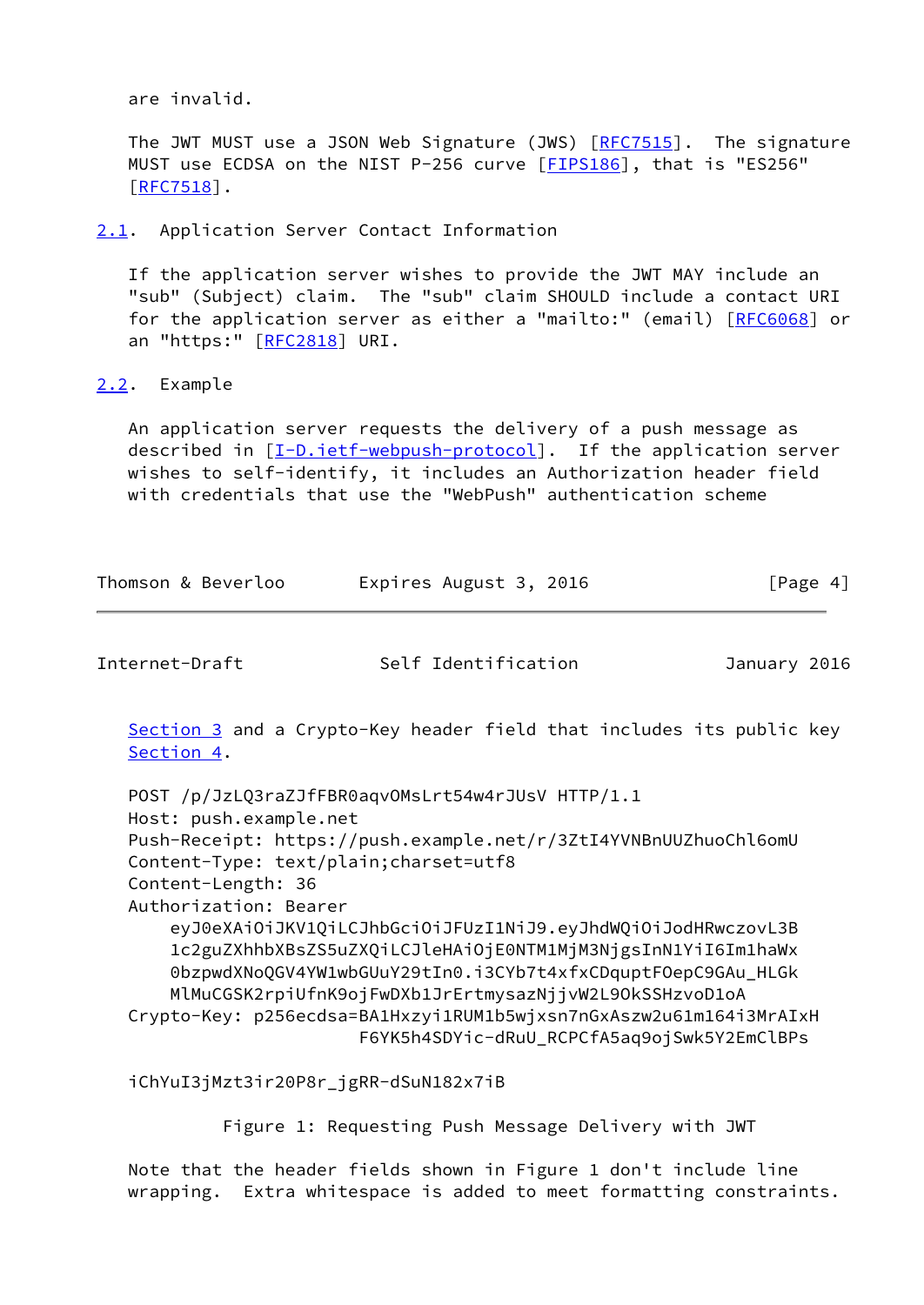are invalid.

The JWT MUST use a JSON Web Signature (JWS) [RFC7515]. The signature MUST use ECDSA on the NIST P-256 curve [FIPS186], that is "ES256" [RFC7518].

## 2.1. Application Server Contact Information

If the application server wishes to provide the JWT MAY include an "sub" (Subject) claim. The "sub" claim SHOULD include a contact URI for the application server as either a "mailto:" (email) [RFC6068] or an "https:" [RFC2818] URI.

## 2.2. Example

An application server requests the delivery of a push message as described in [I-D.ietf-webpush-protocol]. If the application server wishes to self-identify, it includes an Authorization header field with credentials that use the "WebPush" authentication scheme Section 3 and a Crypto-Key header field that includes its public key Section 4.

```
POST /p/JzLQ3raZJfFBR0aqvOMsLrt54w4rJUsV HTTP/1.1
Host: push.example.net
Push-Receipt: https://push.example.net/r/3ZtI4YVNBnUUZhuoChl6omU
Content-Type: text/plain;charset=utf8
Content-Length: 36
Authorization: Bearer
    eyJ0eXAiOiJKV1QiLCJhbGciOiJFUzI1NiJ9.eyJhdWQiOiJodHRwczovL3B
    1c2guZXhhbXBsZS5uZXQiLCJleHAiOjE0NTM1MjM3NjgsInN1YiI6ImlhaWx
    0bzpwdXNoQGV4YW1wbGUuY29tIn0.i3CYb7t4xfxCDquptFOepC9GAu_HLGk
    MlMuCGSK2rpiUfnK9ojFwDXb1JrErtmysazNjjvW2L9OkSSHzvoD1oA
Crypto-Key: p256ecdsa=BA1Hxzyi1RUM1b5wjxsn7nGxAszw2u61m164i3MrAIxH
                      F6YK5h4SDYic-dRuU_RCPCfA5aq9ojSwk5Y2EmClBPs

iChYuI3jMzt3ir20P8r_jgRR-dSuN182x7iB
```

Figure 1: Requesting Push Message Delivery with JWT

Note that the header fields shown in Figure 1 don't include line wrapping. Extra whitespace is added to meet formatting constraints.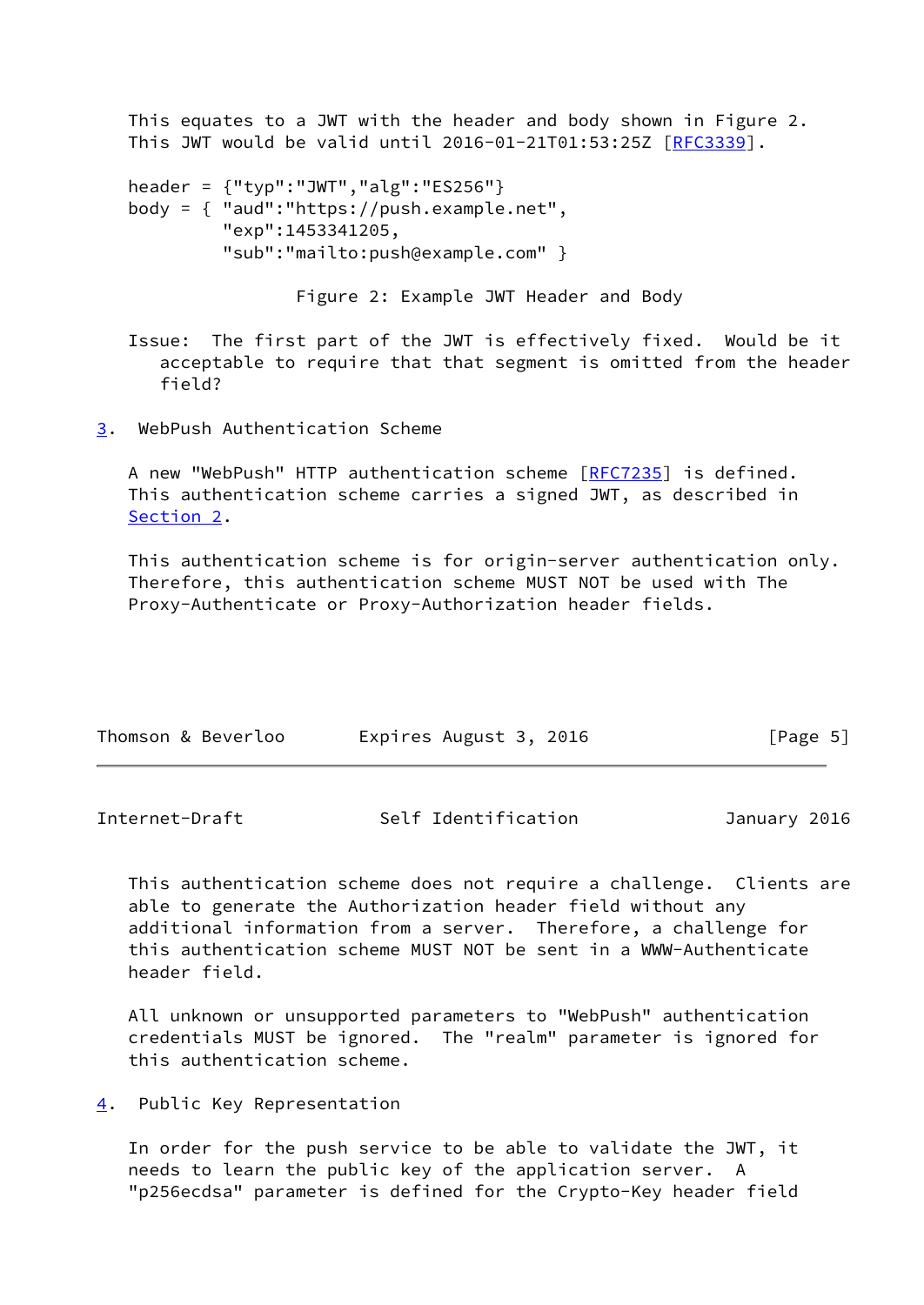This equates to a JWT with the header and body shown in Figure 2. This JWT would be valid until 2016-01-21T01:53:25Z [RFC3339].

```
header = {"typ":"JWT","alg":"ES256"}
body = { "aud":"https://push.example.net",
         "exp":1453341205,
         "sub":"mailto:push@example.com" }
```

Figure 2: Example JWT Header and Body

Issue: The first part of the JWT is effectively fixed. Would be it acceptable to require that that segment is omitted from the header field?

## 3. WebPush Authentication Scheme

A new "WebPush" HTTP authentication scheme [RFC7235] is defined. This authentication scheme carries a signed JWT, as described in Section 2.

This authentication scheme is for origin-server authentication only. Therefore, this authentication scheme MUST NOT be used with The Proxy-Authenticate or Proxy-Authorization header fields.

This authentication scheme does not require a challenge. Clients are able to generate the Authorization header field without any additional information from a server. Therefore, a challenge for this authentication scheme MUST NOT be sent in a WWW-Authenticate header field.

All unknown or unsupported parameters to "WebPush" authentication credentials MUST be ignored. The "realm" parameter is ignored for this authentication scheme.

## 4. Public Key Representation

In order for the push service to be able to validate the JWT, it needs to learn the public key of the application server. A "p256ecdsa" parameter is defined for the Crypto-Key header field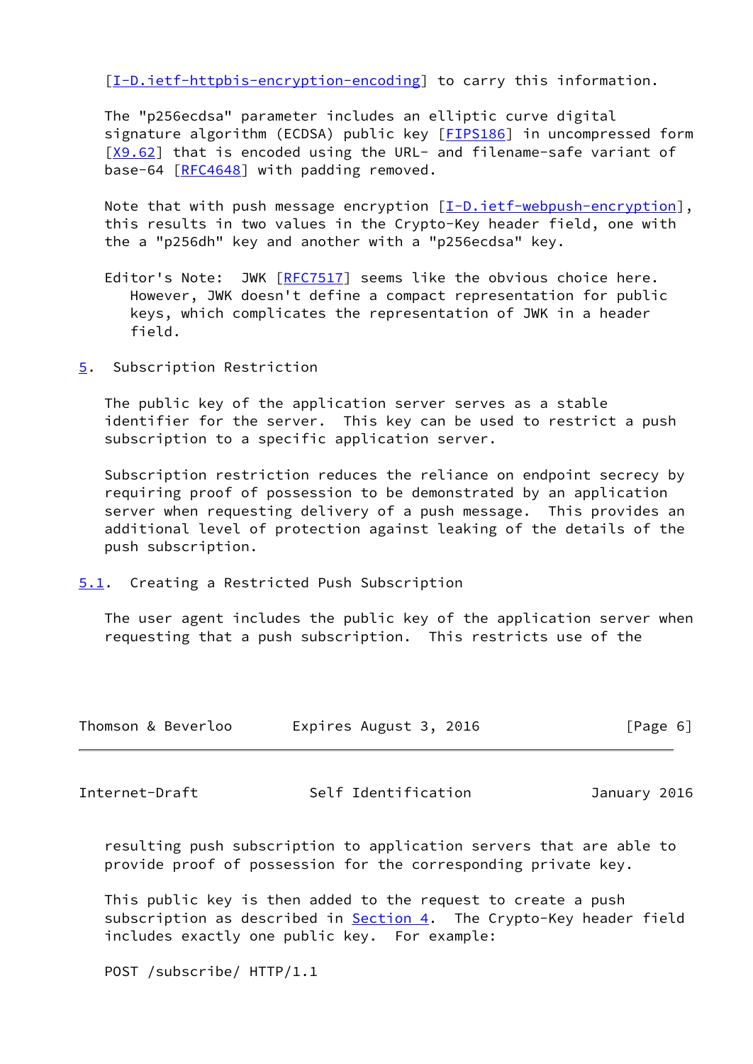[I-D.ietf-httpbis-encryption-encoding] to carry this information.

The "p256ecdsa" parameter includes an elliptic curve digital signature algorithm (ECDSA) public key [FIPS186] in uncompressed form [X9.62] that is encoded using the URL- and filename-safe variant of base-64 [RFC4648] with padding removed.

Note that with push message encryption [I-D.ietf-webpush-encryption], this results in two values in the Crypto-Key header field, one with the a "p256dh" key and another with a "p256ecdsa" key.

Editor's Note: JWK [RFC7517] seems like the obvious choice here. However, JWK doesn't define a compact representation for public keys, which complicates the representation of JWK in a header field.

## 5. Subscription Restriction

The public key of the application server serves as a stable identifier for the server. This key can be used to restrict a push subscription to a specific application server.

Subscription restriction reduces the reliance on endpoint secrecy by requiring proof of possession to be demonstrated by an application server when requesting delivery of a push message. This provides an additional level of protection against leaking of the details of the push subscription.

### 5.1. Creating a Restricted Push Subscription

The user agent includes the public key of the application server when requesting that a push subscription. This restricts use of the resulting push subscription to application servers that are able to provide proof of possession for the corresponding private key.

This public key is then added to the request to create a push subscription as described in Section 4. The Crypto-Key header field includes exactly one public key. For example:

```
POST /subscribe/ HTTP/1.1
```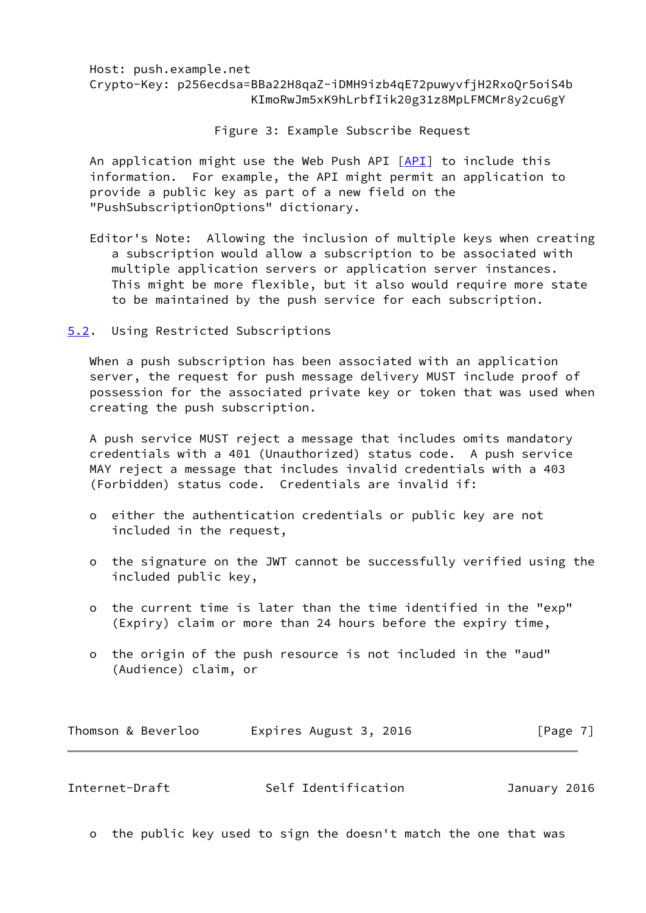```
Host: push.example.net
Crypto-Key: p256ecdsa=BBa22H8qaZ-iDMH9izb4qE72puwyvfjH2RxoQr5oiS4b
                      KImoRwJm5xK9hLrbfIik20g31z8MpLFMCMr8y2cu6gY
```

Figure 3: Example Subscribe Request

An application might use the Web Push API [API] to include this information. For example, the API might permit an application to provide a public key as part of a new field on the "PushSubscriptionOptions" dictionary.

Editor's Note: Allowing the inclusion of multiple keys when creating a subscription would allow a subscription to be associated with multiple application servers or application server instances. This might be more flexible, but it also would require more state to be maintained by the push service for each subscription.

## 5.2. Using Restricted Subscriptions

When a push subscription has been associated with an application server, the request for push message delivery MUST include proof of possession for the associated private key or token that was used when creating the push subscription.

A push service MUST reject a message that includes omits mandatory credentials with a 401 (Unauthorized) status code. A push service MAY reject a message that includes invalid credentials with a 403 (Forbidden) status code. Credentials are invalid if:

- either the authentication credentials or public key are not included in the request,
- the signature on the JWT cannot be successfully verified using the included public key,
- the current time is later than the time identified in the "exp" (Expiry) claim or more than 24 hours before the expiry time,
- the origin of the push resource is not included in the "aud" (Audience) claim, or
- the public key used to sign the doesn't match the one that was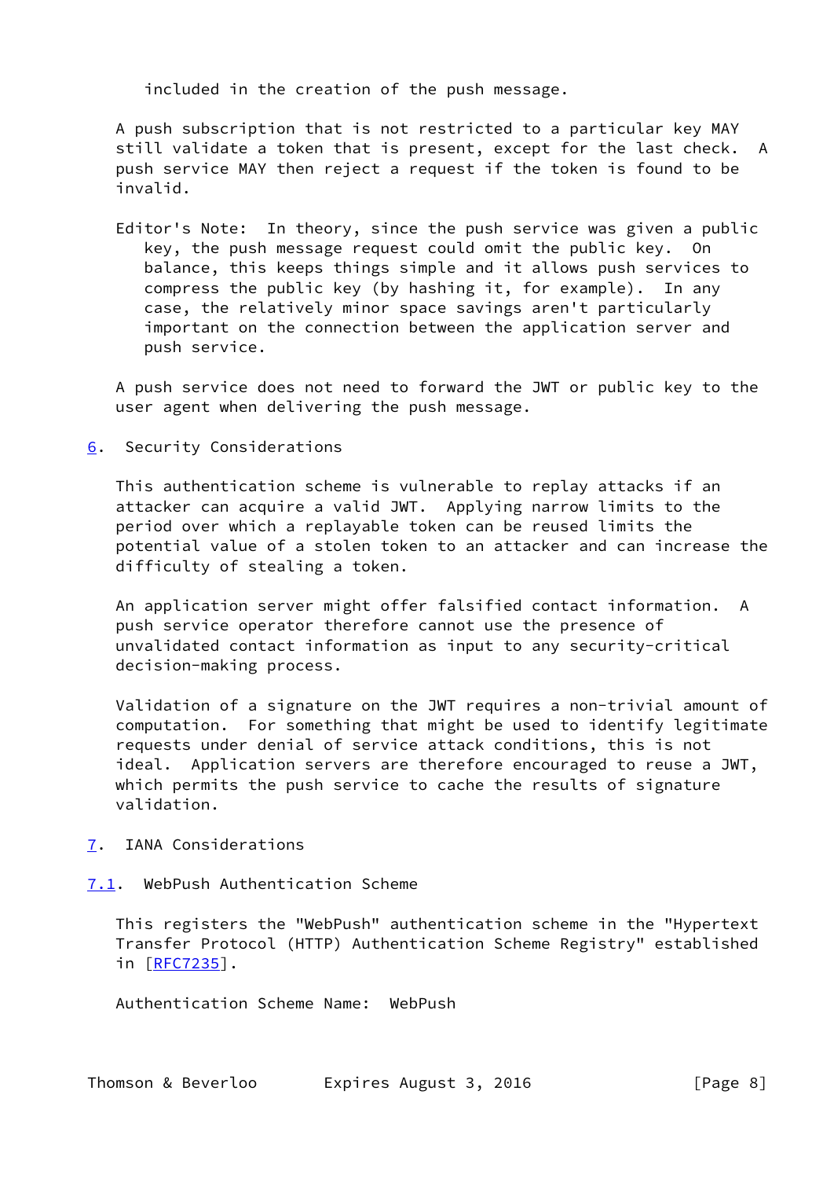included in the creation of the push message.

A push subscription that is not restricted to a particular key MAY still validate a token that is present, except for the last check. A push service MAY then reject a request if the token is found to be invalid.

Editor's Note: In theory, since the push service was given a public key, the push message request could omit the public key. On balance, this keeps things simple and it allows push services to compress the public key (by hashing it, for example). In any case, the relatively minor space savings aren't particularly important on the connection between the application server and push service.

A push service does not need to forward the JWT or public key to the user agent when delivering the push message.

## 6. Security Considerations

This authentication scheme is vulnerable to replay attacks if an attacker can acquire a valid JWT. Applying narrow limits to the period over which a replayable token can be reused limits the potential value of a stolen token to an attacker and can increase the difficulty of stealing a token.

An application server might offer falsified contact information. A push service operator therefore cannot use the presence of unvalidated contact information as input to any security-critical decision-making process.

Validation of a signature on the JWT requires a non-trivial amount of computation. For something that might be used to identify legitimate requests under denial of service attack conditions, this is not ideal. Application servers are therefore encouraged to reuse a JWT, which permits the push service to cache the results of signature validation.

## 7. IANA Considerations

### 7.1. WebPush Authentication Scheme

This registers the "WebPush" authentication scheme in the "Hypertext Transfer Protocol (HTTP) Authentication Scheme Registry" established in [RFC7235].

Authentication Scheme Name: WebPush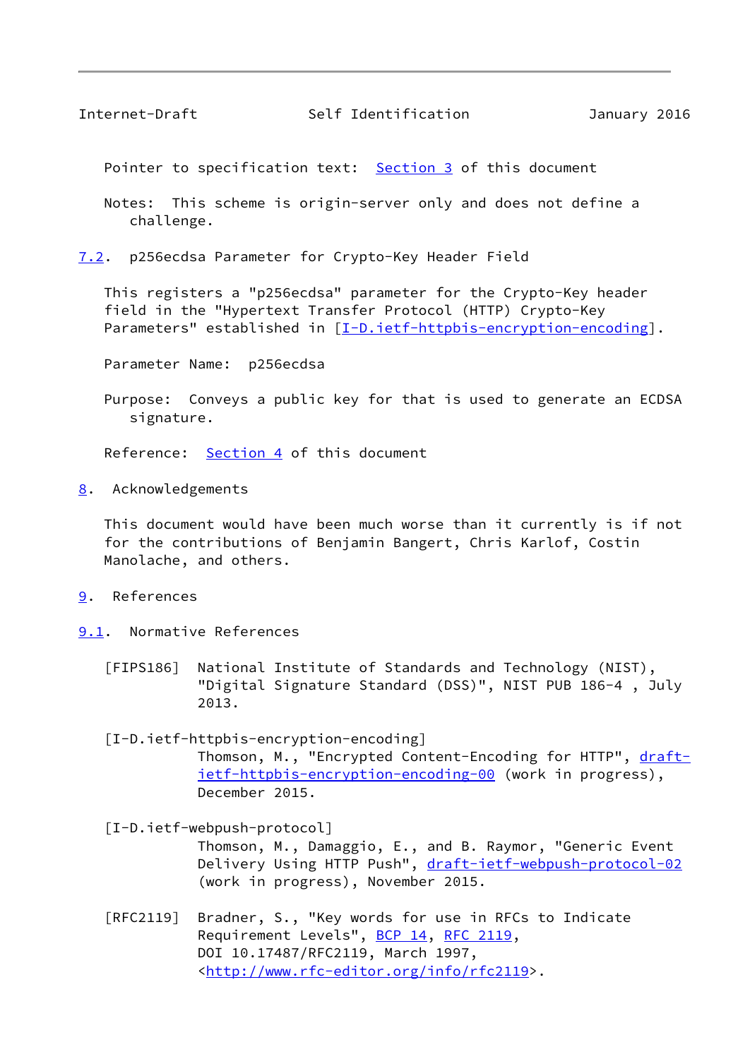Pointer to specification text: Section 3 of this document

Notes: This scheme is origin-server only and does not define a challenge.

### 7.2. p256ecdsa Parameter for Crypto-Key Header Field

This registers a "p256ecdsa" parameter for the Crypto-Key header field in the "Hypertext Transfer Protocol (HTTP) Crypto-Key Parameters" established in [I-D.ietf-httpbis-encryption-encoding].

Parameter Name: p256ecdsa

Purpose: Conveys a public key for that is used to generate an ECDSA signature.

Reference: Section 4 of this document

## 8. Acknowledgements

This document would have been much worse than it currently is if not for the contributions of Benjamin Bangert, Chris Karlof, Costin Manolache, and others.

## 9. References

### 9.1. Normative References

[FIPS186] National Institute of Standards and Technology (NIST), "Digital Signature Standard (DSS)", NIST PUB 186-4 , July 2013.

[I-D.ietf-httpbis-encryption-encoding] Thomson, M., "Encrypted Content-Encoding for HTTP", draft-ietf-httpbis-encryption-encoding-00 (work in progress), December 2015.

[I-D.ietf-webpush-protocol] Thomson, M., Damaggio, E., and B. Raymor, "Generic Event Delivery Using HTTP Push", draft-ietf-webpush-protocol-02 (work in progress), November 2015.

[RFC2119] Bradner, S., "Key words for use in RFCs to Indicate Requirement Levels", BCP 14, RFC 2119, DOI 10.17487/RFC2119, March 1997, <http://www.rfc-editor.org/info/rfc2119>.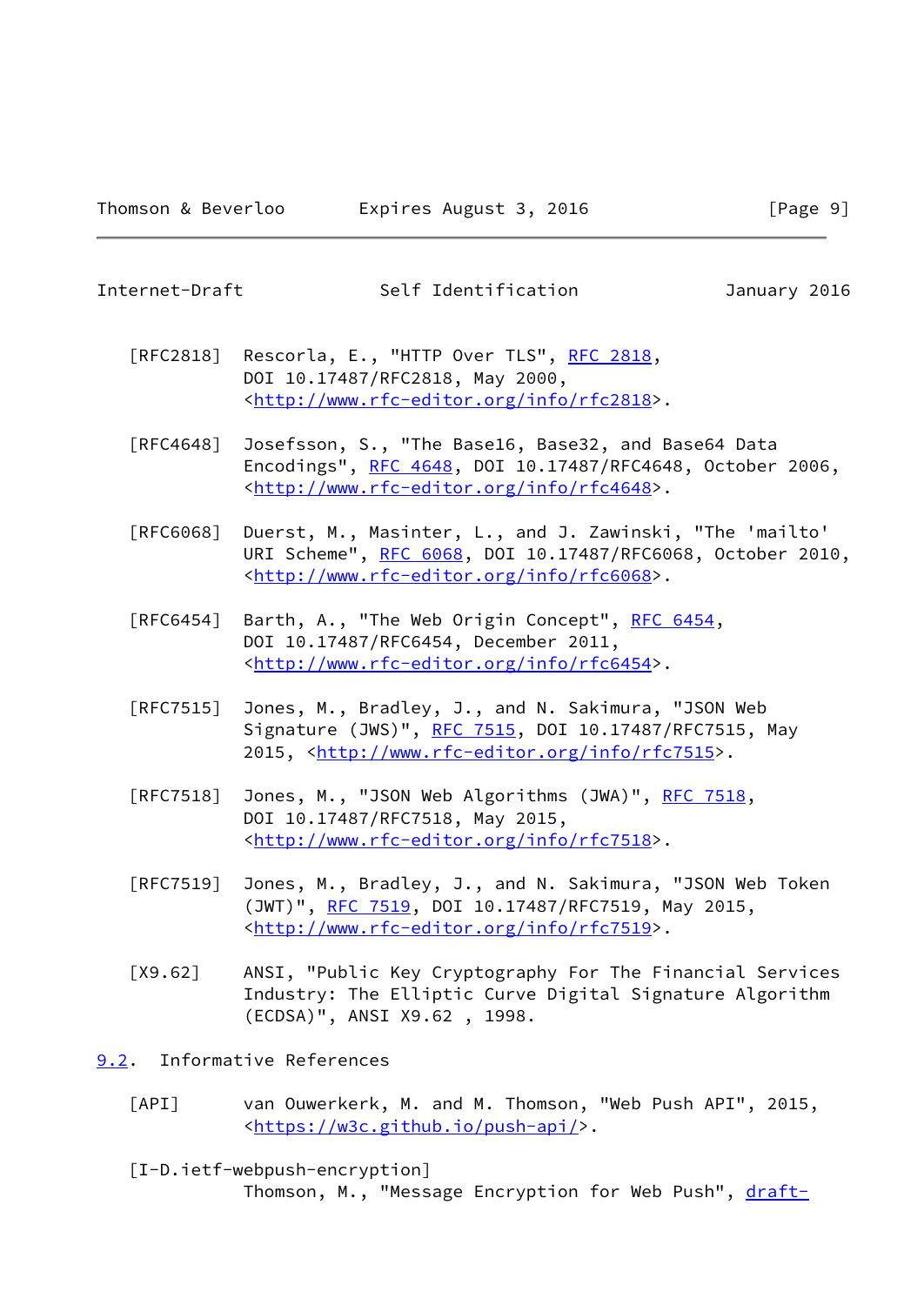[RFC2818] Rescorla, E., "HTTP Over TLS", RFC 2818, DOI 10.17487/RFC2818, May 2000, <http://www.rfc-editor.org/info/rfc2818>.

[RFC4648] Josefsson, S., "The Base16, Base32, and Base64 Data Encodings", RFC 4648, DOI 10.17487/RFC4648, October 2006, <http://www.rfc-editor.org/info/rfc4648>.

[RFC6068] Duerst, M., Masinter, L., and J. Zawinski, "The 'mailto' URI Scheme", RFC 6068, DOI 10.17487/RFC6068, October 2010, <http://www.rfc-editor.org/info/rfc6068>.

[RFC6454] Barth, A., "The Web Origin Concept", RFC 6454, DOI 10.17487/RFC6454, December 2011, <http://www.rfc-editor.org/info/rfc6454>.

[RFC7515] Jones, M., Bradley, J., and N. Sakimura, "JSON Web Signature (JWS)", RFC 7515, DOI 10.17487/RFC7515, May 2015, <http://www.rfc-editor.org/info/rfc7515>.

[RFC7518] Jones, M., "JSON Web Algorithms (JWA)", RFC 7518, DOI 10.17487/RFC7518, May 2015, <http://www.rfc-editor.org/info/rfc7518>.

[RFC7519] Jones, M., Bradley, J., and N. Sakimura, "JSON Web Token (JWT)", RFC 7519, DOI 10.17487/RFC7519, May 2015, <http://www.rfc-editor.org/info/rfc7519>.

[X9.62] ANSI, "Public Key Cryptography For The Financial Services Industry: The Elliptic Curve Digital Signature Algorithm (ECDSA)", ANSI X9.62 , 1998.

## 9.2. Informative References

[API] van Ouwerkerk, M. and M. Thomson, "Web Push API", 2015, <https://w3c.github.io/push-api/>.

[I-D.ietf-webpush-encryption]
Thomson, M., "Message Encryption for Web Push", draft-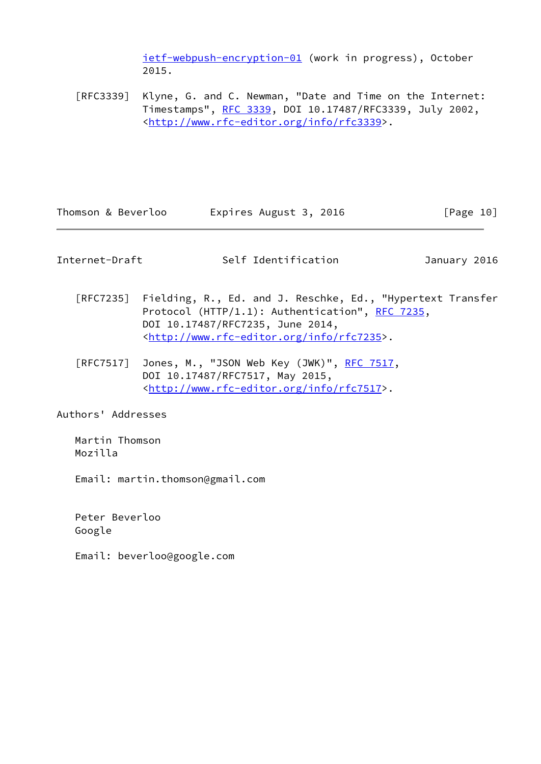ietf-webpush-encryption-01 (work in progress), October 2015.

[RFC3339] Klyne, G. and C. Newman, "Date and Time on the Internet: Timestamps", RFC 3339, DOI 10.17487/RFC3339, July 2002, <http://www.rfc-editor.org/info/rfc3339>.

[RFC7235] Fielding, R., Ed. and J. Reschke, Ed., "Hypertext Transfer Protocol (HTTP/1.1): Authentication", RFC 7235, DOI 10.17487/RFC7235, June 2014, <http://www.rfc-editor.org/info/rfc7235>.

[RFC7517] Jones, M., "JSON Web Key (JWK)", RFC 7517, DOI 10.17487/RFC7517, May 2015, <http://www.rfc-editor.org/info/rfc7517>.

## Authors' Addresses

Martin Thomson
Mozilla

Email: martin.thomson@gmail.com

Peter Beverloo
Google

Email: beverloo@google.com